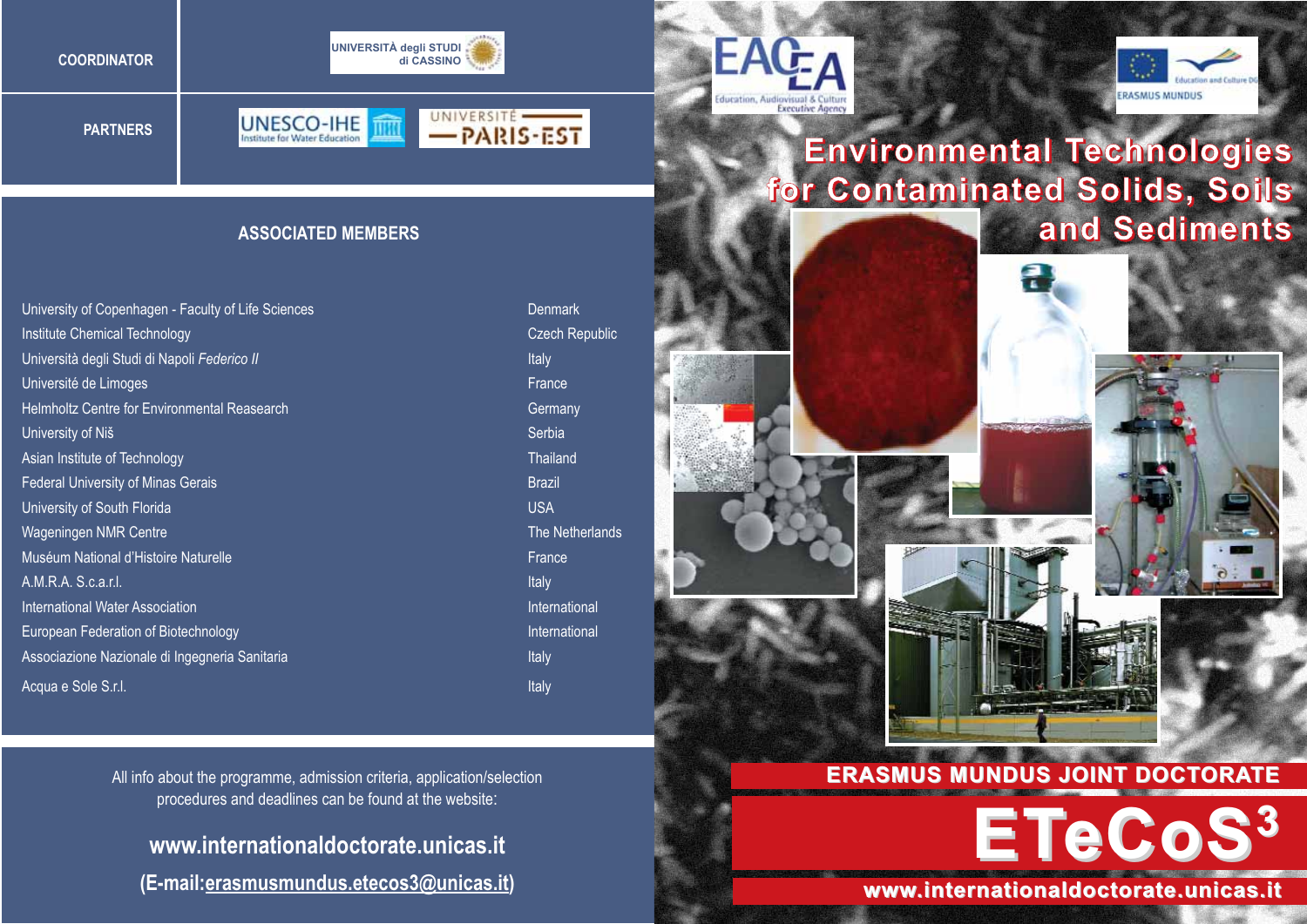**COORDINATOR**

UNIVERSITÀ degli STUDI di CASSINO

**PARTNERS**

UNESCO-IHE Institute for Water Education

UNIVERSITÉ PARIS-EST

## ASSOCIATED MEMBERS

| | |
|---|---|
| University of Copenhagen - Faculty of Life Sciences | Denmark |
| Institute Chemical Technology | Czech Republic |
| Università degli Studi di Napoli *Federico II* | Italy |
| Université de Limoges | France |
| Helmholtz Centre for Environmental Reasearch | Germany |
| University of Niš | Serbia |
| Asian Institute of Technology | Thailand |
| Federal University of Minas Gerais | Brazil |
| University of South Florida | USA |
| Wageningen NMR Centre | The Netherlands |
| Muséum National d'Histoire Naturelle | France |
| A.M.R.A. S.c.a.r.l. | Italy |
| International Water Association | International |
| European Federation of Biotechnology | International |
| Associazione Nazionale di Ingegneria Sanitaria | Italy |
| Acqua e Sole S.r.l. | Italy |

All info about the programme, admission criteria, application/selection procedures and deadlines can be found at the website:

**www.internationaldoctorate.unicas.it**

**(E-mail:erasmusmundus.etecos3@unicas.it)**

EACEA Education, Audiovisual & Culture Executive Agency

Education and Culture DG ERASMUS MUNDUS

# Environmental Technologies for Contaminated Solids, Soils and Sediments

**ERASMUS MUNDUS JOINT DOCTORATE**

# ETeCoS$^3$

**www.internationaldoctorate.unicas.it**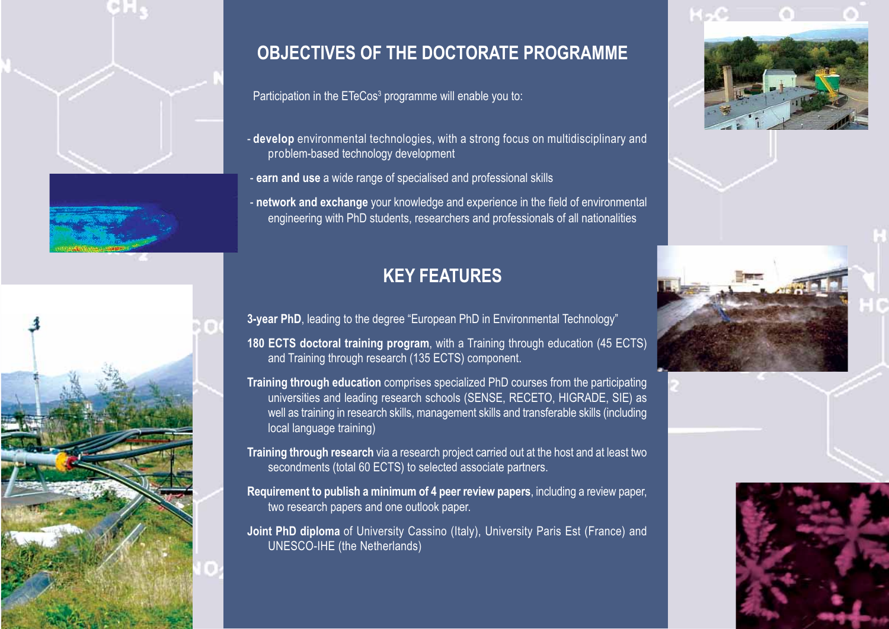## OBJECTIVES OF THE DOCTORATE PROGRAMME

Participation in the ETeCos[3] programme will enable you to:

- **develop** environmental technologies, with a strong focus on multidisciplinary and problem-based technology development
- **earn and use** a wide range of specialised and professional skills
- **network and exchange** your knowledge and experience in the field of environmental engineering with PhD students, researchers and professionals of all nationalities

## KEY FEATURES

**3-year PhD**, leading to the degree "European PhD in Environmental Technology"

**180 ECTS doctoral training program**, with a Training through education (45 ECTS) and Training through research (135 ECTS) component.

**Training through education** comprises specialized PhD courses from the participating universities and leading research schools (SENSE, RECETO, HIGRADE, SIE) as well as training in research skills, management skills and transferable skills (including local language training)

**Training through research** via a research project carried out at the host and at least two secondments (total 60 ECTS) to selected associate partners.

**Requirement to publish a minimum of 4 peer review papers**, including a review paper, two research papers and one outlook paper.

**Joint PhD diploma** of University Cassino (Italy), University Paris Est (France) and UNESCO-IHE (the Netherlands)